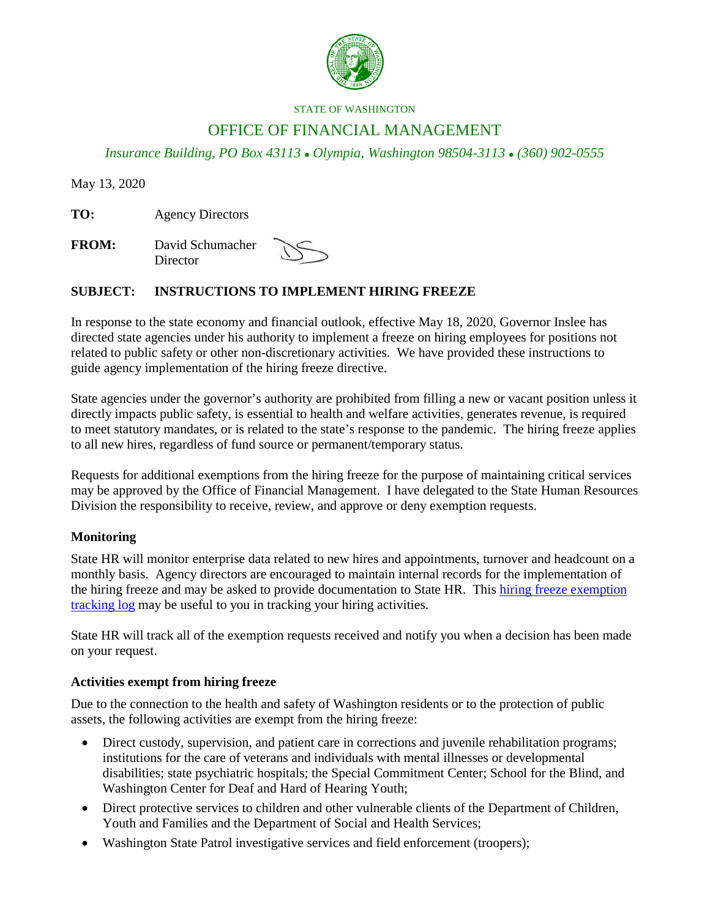STATE OF WASHINGTON

# OFFICE OF FINANCIAL MANAGEMENT

*Insurance Building, PO Box 43113 • Olympia, Washington 98504-3113 • (360) 902-0555*

May 13, 2020

**TO:** Agency Directors

**FROM:** David Schumacher
Director

**SUBJECT: INSTRUCTIONS TO IMPLEMENT HIRING FREEZE**

In response to the state economy and financial outlook, effective May 18, 2020, Governor Inslee has directed state agencies under his authority to implement a freeze on hiring employees for positions not related to public safety or other non-discretionary activities. We have provided these instructions to guide agency implementation of the hiring freeze directive.

State agencies under the governor's authority are prohibited from filling a new or vacant position unless it directly impacts public safety, is essential to health and welfare activities, generates revenue, is required to meet statutory mandates, or is related to the state's response to the pandemic. The hiring freeze applies to all new hires, regardless of fund source or permanent/temporary status.

Requests for additional exemptions from the hiring freeze for the purpose of maintaining critical services may be approved by the Office of Financial Management. I have delegated to the State Human Resources Division the responsibility to receive, review, and approve or deny exemption requests.

### Monitoring

State HR will monitor enterprise data related to new hires and appointments, turnover and headcount on a monthly basis. Agency directors are encouraged to maintain internal records for the implementation of the hiring freeze and may be asked to provide documentation to State HR. This hiring freeze exemption tracking log may be useful to you in tracking your hiring activities.

State HR will track all of the exemption requests received and notify you when a decision has been made on your request.

### Activities exempt from hiring freeze

Due to the connection to the health and safety of Washington residents or to the protection of public assets, the following activities are exempt from the hiring freeze:

- Direct custody, supervision, and patient care in corrections and juvenile rehabilitation programs; institutions for the care of veterans and individuals with mental illnesses or developmental disabilities; state psychiatric hospitals; the Special Commitment Center; School for the Blind, and Washington Center for Deaf and Hard of Hearing Youth;
- Direct protective services to children and other vulnerable clients of the Department of Children, Youth and Families and the Department of Social and Health Services;
- Washington State Patrol investigative services and field enforcement (troopers);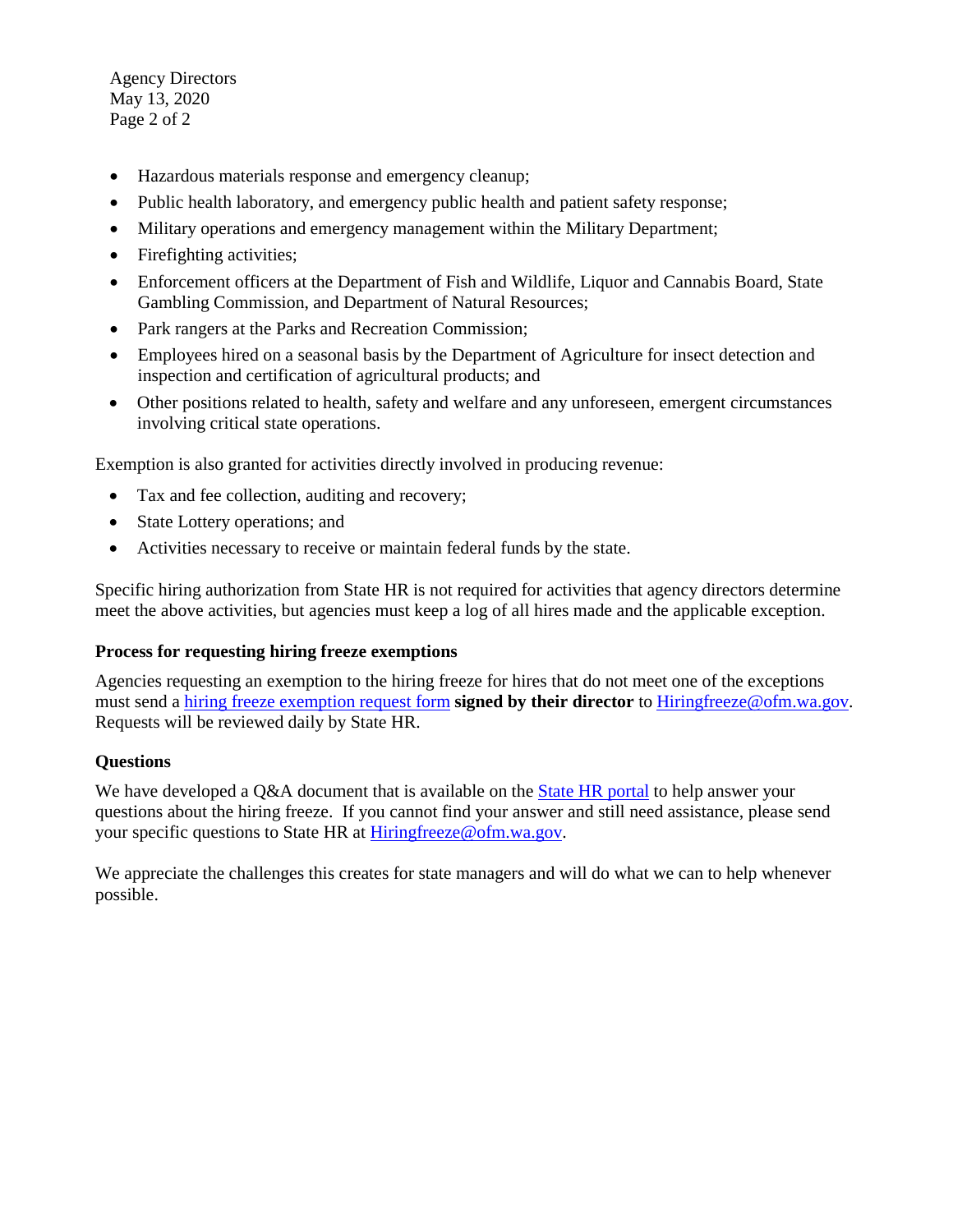- Hazardous materials response and emergency cleanup;
- Public health laboratory, and emergency public health and patient safety response;
- Military operations and emergency management within the Military Department;
- Firefighting activities;
- Enforcement officers at the Department of Fish and Wildlife, Liquor and Cannabis Board, State Gambling Commission, and Department of Natural Resources;
- Park rangers at the Parks and Recreation Commission;
- Employees hired on a seasonal basis by the Department of Agriculture for insect detection and inspection and certification of agricultural products; and
- Other positions related to health, safety and welfare and any unforeseen, emergent circumstances involving critical state operations.

Exemption is also granted for activities directly involved in producing revenue:

- Tax and fee collection, auditing and recovery;
- State Lottery operations; and
- Activities necessary to receive or maintain federal funds by the state.

Specific hiring authorization from State HR is not required for activities that agency directors determine meet the above activities, but agencies must keep a log of all hires made and the applicable exception.

**Process for requesting hiring freeze exemptions**

Agencies requesting an exemption to the hiring freeze for hires that do not meet one of the exceptions must send a hiring freeze exemption request form **signed by their director** to Hiringfreeze@ofm.wa.gov. Requests will be reviewed daily by State HR.

**Questions**

We have developed a Q&A document that is available on the State HR portal to help answer your questions about the hiring freeze. If you cannot find your answer and still need assistance, please send your specific questions to State HR at Hiringfreeze@ofm.wa.gov.

We appreciate the challenges this creates for state managers and will do what we can to help whenever possible.